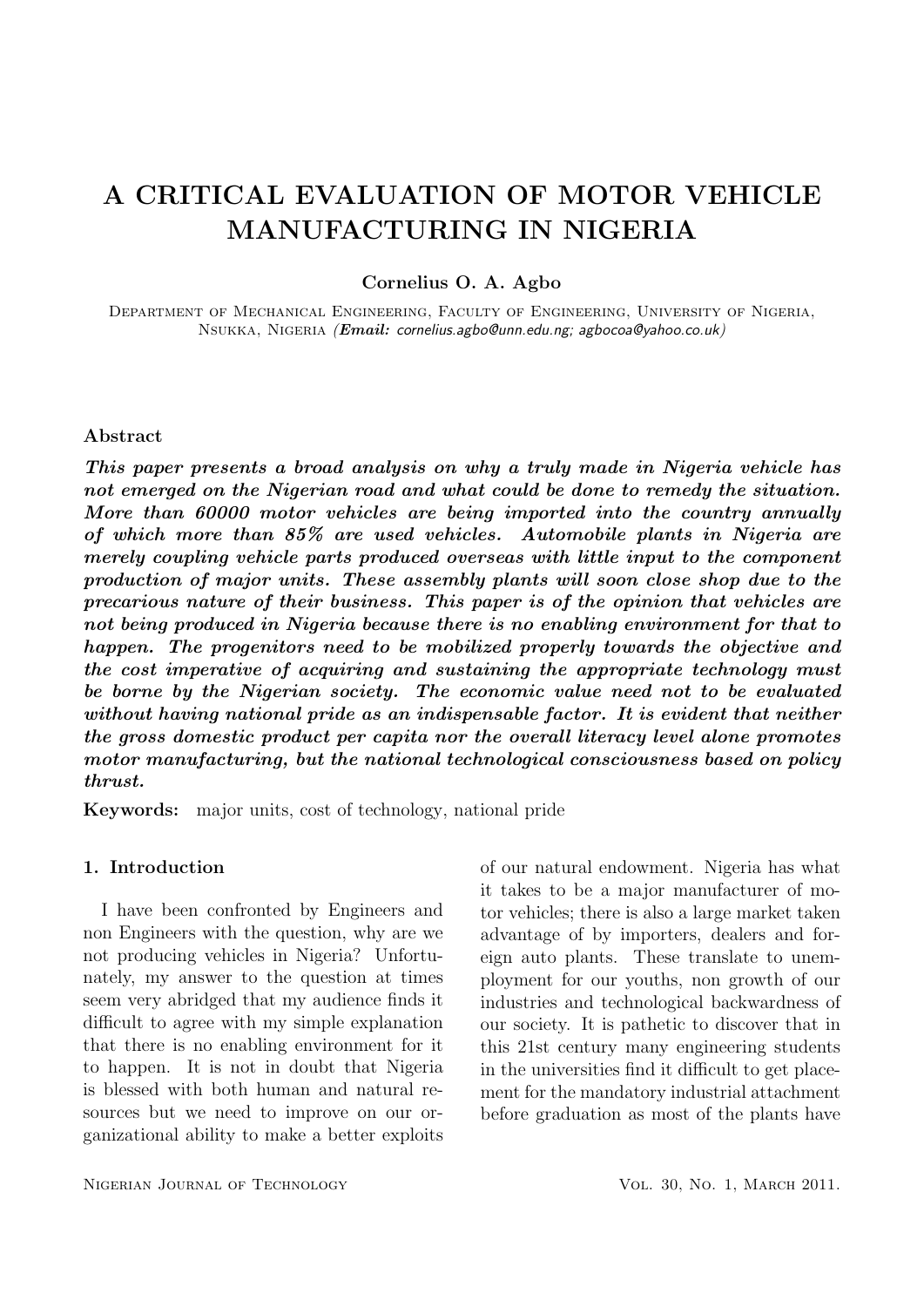# A CRITICAL EVALUATION OF MOTOR VEHICLE MANUFACTURING IN NIGERIA

**Cornelius O. A. Agbo**

Department of Mechanical Engineering, Faculty of Engineering, University of Nigeria, Nsukka, Nigeria *(**Email:** cornelius.agbo@unn.edu.ng; agbocoa@yahoo.co.uk)*

## Abstract

***This paper presents a broad analysis on why a truly made in Nigeria vehicle has not emerged on the Nigerian road and what could be done to remedy the situation. More than 60000 motor vehicles are being imported into the country annually of which more than 85% are used vehicles. Automobile plants in Nigeria are merely coupling vehicle parts produced overseas with little input to the component production of major units. These assembly plants will soon close shop due to the precarious nature of their business. This paper is of the opinion that vehicles are not being produced in Nigeria because there is no enabling environment for that to happen. The progenitors need to be mobilized properly towards the objective and the cost imperative of acquiring and sustaining the appropriate technology must be borne by the Nigerian society. The economic value need not to be evaluated without having national pride as an indispensable factor. It is evident that neither the gross domestic product per capita nor the overall literacy level alone promotes motor manufacturing, but the national technological consciousness based on policy thrust.***

**Keywords:** major units, cost of technology, national pride

## 1. Introduction

I have been confronted by Engineers and non Engineers with the question, why are we not producing vehicles in Nigeria? Unfortunately, my answer to the question at times seem very abridged that my audience finds it difficult to agree with my simple explanation that there is no enabling environment for it to happen. It is not in doubt that Nigeria is blessed with both human and natural resources but we need to improve on our organizational ability to make a better exploits of our natural endowment. Nigeria has what it takes to be a major manufacturer of motor vehicles; there is also a large market taken advantage of by importers, dealers and foreign auto plants. These translate to unemployment for our youths, non growth of our industries and technological backwardness of our society. It is pathetic to discover that in this 21st century many engineering students in the universities find it difficult to get placement for the mandatory industrial attachment before graduation as most of the plants have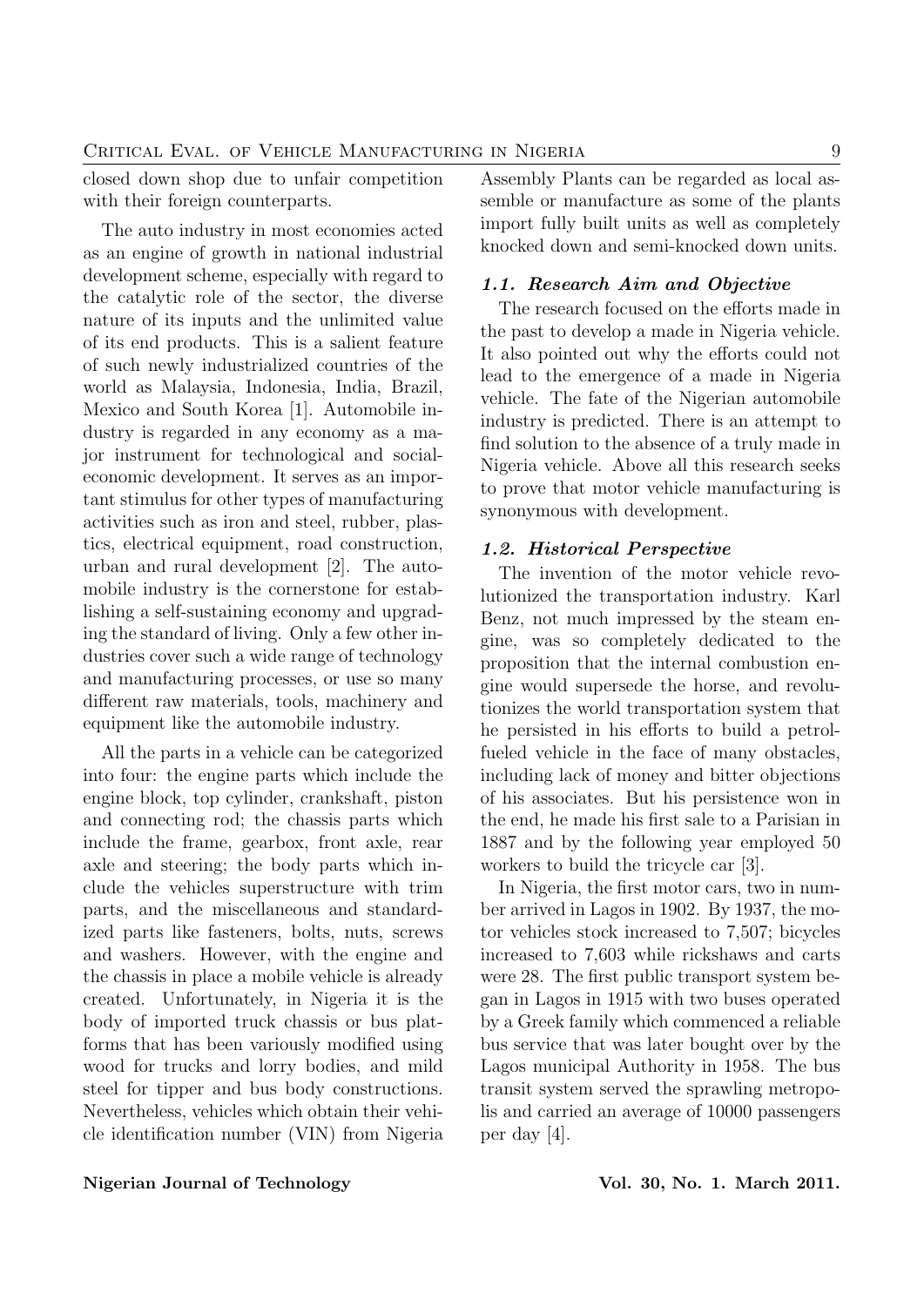closed down shop due to unfair competition with their foreign counterparts.

The auto industry in most economies acted as an engine of growth in national industrial development scheme, especially with regard to the catalytic role of the sector, the diverse nature of its inputs and the unlimited value of its end products. This is a salient feature of such newly industrialized countries of the world as Malaysia, Indonesia, India, Brazil, Mexico and South Korea [1]. Automobile industry is regarded in any economy as a major instrument for technological and social-economic development. It serves as an important stimulus for other types of manufacturing activities such as iron and steel, rubber, plastics, electrical equipment, road construction, urban and rural development [2]. The automobile industry is the cornerstone for establishing a self-sustaining economy and upgrading the standard of living. Only a few other industries cover such a wide range of technology and manufacturing processes, or use so many different raw materials, tools, machinery and equipment like the automobile industry.

All the parts in a vehicle can be categorized into four: the engine parts which include the engine block, top cylinder, crankshaft, piston and connecting rod; the chassis parts which include the frame, gearbox, front axle, rear axle and steering; the body parts which include the vehicles superstructure with trim parts, and the miscellaneous and standardized parts like fasteners, bolts, nuts, screws and washers. However, with the engine and the chassis in place a mobile vehicle is already created. Unfortunately, in Nigeria it is the body of imported truck chassis or bus platforms that has been variously modified using wood for trucks and lorry bodies, and mild steel for tipper and bus body constructions. Nevertheless, vehicles which obtain their vehicle identification number (VIN) from Nigeria Assembly Plants can be regarded as local assemble or manufacture as some of the plants import fully built units as well as completely knocked down and semi-knocked down units.

### *1.1. Research Aim and Objective*

The research focused on the efforts made in the past to develop a made in Nigeria vehicle. It also pointed out why the efforts could not lead to the emergence of a made in Nigeria vehicle. The fate of the Nigerian automobile industry is predicted. There is an attempt to find solution to the absence of a truly made in Nigeria vehicle. Above all this research seeks to prove that motor vehicle manufacturing is synonymous with development.

### *1.2. Historical Perspective*

The invention of the motor vehicle revolutionized the transportation industry. Karl Benz, not much impressed by the steam engine, was so completely dedicated to the proposition that the internal combustion engine would supersede the horse, and revolutionizes the world transportation system that he persisted in his efforts to build a petrol-fueled vehicle in the face of many obstacles, including lack of money and bitter objections of his associates. But his persistence won in the end, he made his first sale to a Parisian in 1887 and by the following year employed 50 workers to build the tricycle car [3].

In Nigeria, the first motor cars, two in number arrived in Lagos in 1902. By 1937, the motor vehicles stock increased to 7,507; bicycles increased to 7,603 while rickshaws and carts were 28. The first public transport system began in Lagos in 1915 with two buses operated by a Greek family which commenced a reliable bus service that was later bought over by the Lagos municipal Authority in 1958. The bus transit system served the sprawling metropolis and carried an average of 10000 passengers per day [4].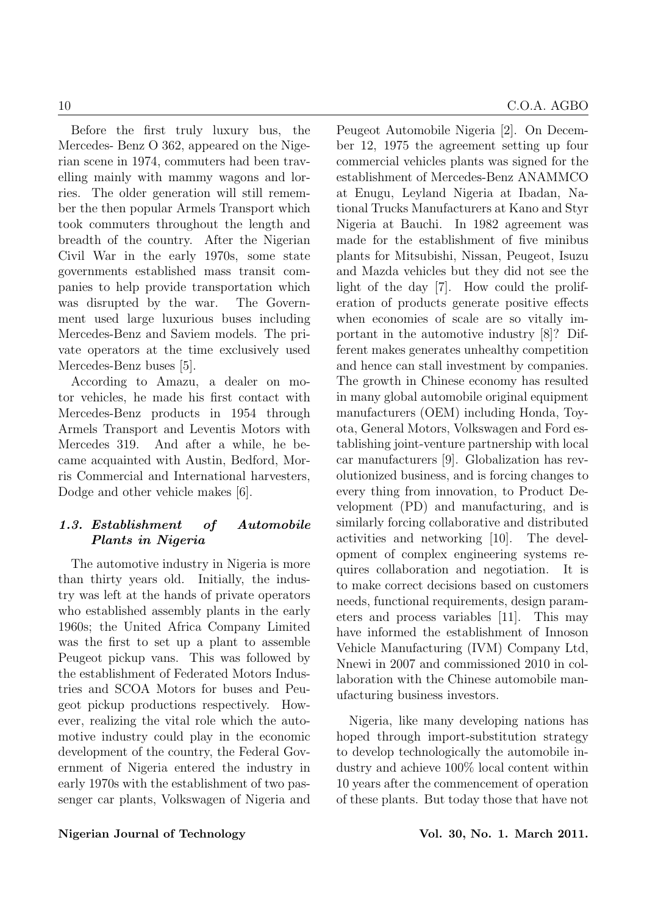Before the first truly luxury bus, the Mercedes- Benz O 362, appeared on the Nigerian scene in 1974, commuters had been travelling mainly with mammy wagons and lorries. The older generation will still remember the then popular Armels Transport which took commuters throughout the length and breadth of the country. After the Nigerian Civil War in the early 1970s, some state governments established mass transit companies to help provide transportation which was disrupted by the war. The Government used large luxurious buses including Mercedes-Benz and Saviem models. The private operators at the time exclusively used Mercedes-Benz buses [5].

According to Amazu, a dealer on motor vehicles, he made his first contact with Mercedes-Benz products in 1954 through Armels Transport and Leventis Motors with Mercedes 319. And after a while, he became acquainted with Austin, Bedford, Morris Commercial and International harvesters, Dodge and other vehicle makes [6].

### *1.3. Establishment of Automobile Plants in Nigeria*

The automotive industry in Nigeria is more than thirty years old. Initially, the industry was left at the hands of private operators who established assembly plants in the early 1960s; the United Africa Company Limited was the first to set up a plant to assemble Peugeot pickup vans. This was followed by the establishment of Federated Motors Industries and SCOA Motors for buses and Peugeot pickup productions respectively. However, realizing the vital role which the automotive industry could play in the economic development of the country, the Federal Government of Nigeria entered the industry in early 1970s with the establishment of two passenger car plants, Volkswagen of Nigeria and Peugeot Automobile Nigeria [2]. On December 12, 1975 the agreement setting up four commercial vehicles plants was signed for the establishment of Mercedes-Benz ANAMMCO at Enugu, Leyland Nigeria at Ibadan, National Trucks Manufacturers at Kano and Styr Nigeria at Bauchi. In 1982 agreement was made for the establishment of five minibus plants for Mitsubishi, Nissan, Peugeot, Isuzu and Mazda vehicles but they did not see the light of the day [7]. How could the proliferation of products generate positive effects when economies of scale are so vitally important in the automotive industry [8]? Different makes generates unhealthy competition and hence can stall investment by companies. The growth in Chinese economy has resulted in many global automobile original equipment manufacturers (OEM) including Honda, Toyota, General Motors, Volkswagen and Ford establishing joint-venture partnership with local car manufacturers [9]. Globalization has revolutionized business, and is forcing changes to every thing from innovation, to Product Development (PD) and manufacturing, and is similarly forcing collaborative and distributed activities and networking [10]. The development of complex engineering systems requires collaboration and negotiation. It is to make correct decisions based on customers needs, functional requirements, design parameters and process variables [11]. This may have informed the establishment of Innoson Vehicle Manufacturing (IVM) Company Ltd, Nnewi in 2007 and commissioned 2010 in collaboration with the Chinese automobile manufacturing business investors.

Nigeria, like many developing nations has hoped through import-substitution strategy to develop technologically the automobile industry and achieve 100% local content within 10 years after the commencement of operation of these plants. But today those that have not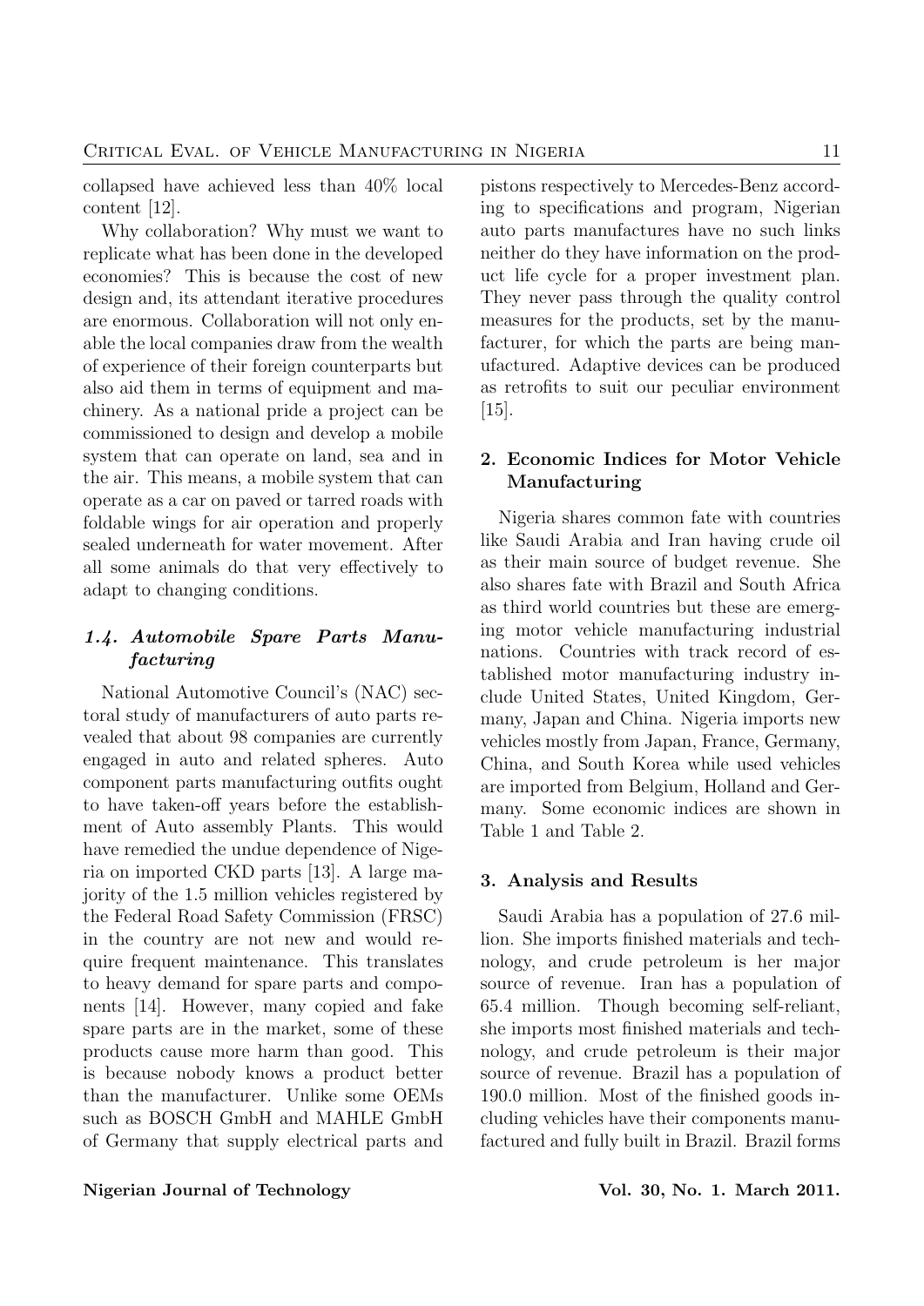collapsed have achieved less than 40% local content [12].

Why collaboration? Why must we want to replicate what has been done in the developed economies? This is because the cost of new design and, its attendant iterative procedures are enormous. Collaboration will not only enable the local companies draw from the wealth of experience of their foreign counterparts but also aid them in terms of equipment and machinery. As a national pride a project can be commissioned to design and develop a mobile system that can operate on land, sea and in the air. This means, a mobile system that can operate as a car on paved or tarred roads with foldable wings for air operation and properly sealed underneath for water movement. After all some animals do that very effectively to adapt to changing conditions.

### *1.4. Automobile Spare Parts Manufacturing*

National Automotive Council's (NAC) sectoral study of manufacturers of auto parts revealed that about 98 companies are currently engaged in auto and related spheres. Auto component parts manufacturing outfits ought to have taken-off years before the establishment of Auto assembly Plants. This would have remedied the undue dependence of Nigeria on imported CKD parts [13]. A large majority of the 1.5 million vehicles registered by the Federal Road Safety Commission (FRSC) in the country are not new and would require frequent maintenance. This translates to heavy demand for spare parts and components [14]. However, many copied and fake spare parts are in the market, some of these products cause more harm than good. This is because nobody knows a product better than the manufacturer. Unlike some OEMs such as BOSCH GmbH and MAHLE GmbH of Germany that supply electrical parts and pistons respectively to Mercedes-Benz according to specifications and program, Nigerian auto parts manufactures have no such links neither do they have information on the product life cycle for a proper investment plan. They never pass through the quality control measures for the products, set by the manufacturer, for which the parts are being manufactured. Adaptive devices can be produced as retrofits to suit our peculiar environment [15].

## 2. Economic Indices for Motor Vehicle Manufacturing

Nigeria shares common fate with countries like Saudi Arabia and Iran having crude oil as their main source of budget revenue. She also shares fate with Brazil and South Africa as third world countries but these are emerging motor vehicle manufacturing industrial nations. Countries with track record of established motor manufacturing industry include United States, United Kingdom, Germany, Japan and China. Nigeria imports new vehicles mostly from Japan, France, Germany, China, and South Korea while used vehicles are imported from Belgium, Holland and Germany. Some economic indices are shown in Table 1 and Table 2.

## 3. Analysis and Results

Saudi Arabia has a population of 27.6 million. She imports finished materials and technology, and crude petroleum is her major source of revenue. Iran has a population of 65.4 million. Though becoming self-reliant, she imports most finished materials and technology, and crude petroleum is their major source of revenue. Brazil has a population of 190.0 million. Most of the finished goods including vehicles have their components manufactured and fully built in Brazil. Brazil forms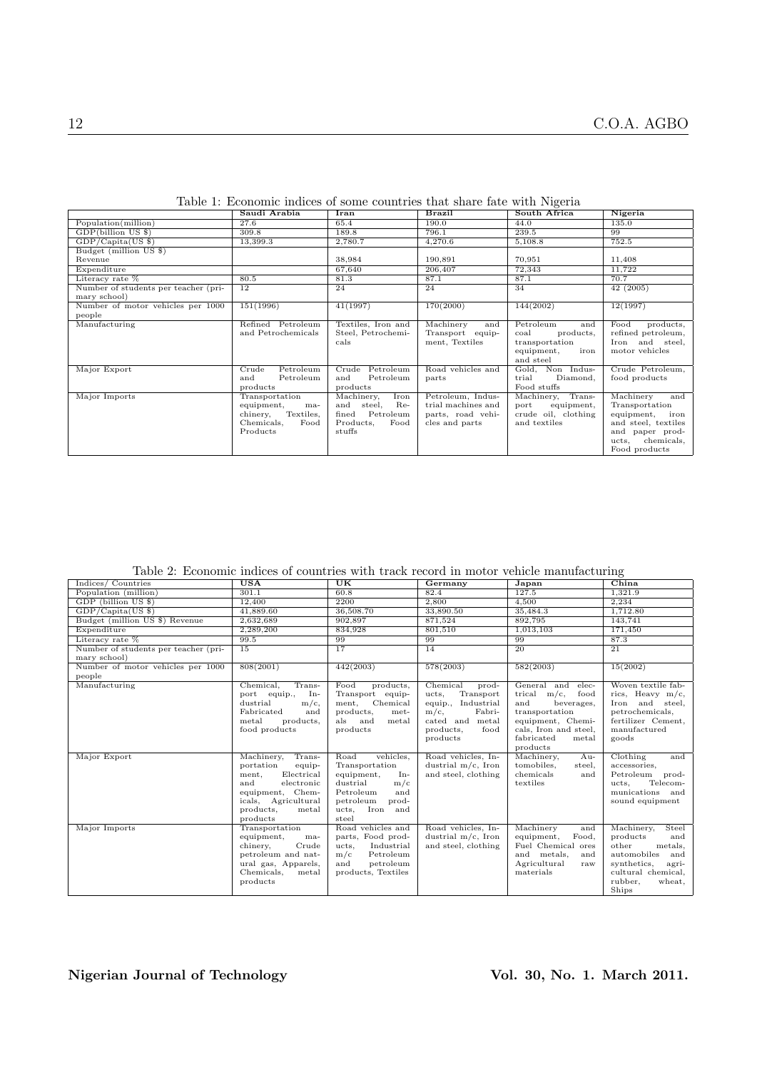Table 1: Economic indices of some countries that share fate with Nigeria

| | Saudi Arabia | Iran | Brazil | South Africa | Nigeria |
|---|---|---|---|---|---|
| Population(million) | 27.6 | 65.4 | 190.0 | 44.0 | 135.0 |
| GDP(billion US $) | 309.8 | 189.8 | 796.1 | 239.5 | 99 |
| GDP/Capita(US $) | 13,399.3 | 2,780.7 | 4,270.6 | 5,108.8 | 752.5 |
| Budget (million US $) Revenue | | 38,984 | 190,891 | 70,951 | 11,408 |
| Expenditure | | 67,640 | 206,407 | 72,343 | 11,722 |
| Literacy rate % | 80.5 | 81.3 | 87.1 | 87.1 | 70.7 |
| Number of students per teacher (primary school) | 12 | 24 | 24 | 34 | 42 (2005) |
| Number of motor vehicles per 1000 people | 151(1996) | 41(1997) | 170(2000) | 144(2002) | 12(1997) |
| Manufacturing | Refined Petroleum and Petrochemicals | Textiles, Iron and Steel, Petrochemicals | Machinery and Transport equipment, Textiles | Petroleum and coal products, transportation equipment, iron and steel | Food products, refined petroleum, Iron and steel, motor vehicles |
| Major Export | Crude Petroleum and Petroleum products | Crude Petroleum and Petroleum products | Road vehicles and parts | Gold, Non Industrial Diamond, Food stuffs | Crude Petroleum, food products |
| Major Imports | Transportation equipment, machinery, Textiles, Chemicals, Food Products | Machinery, Iron and steel, Refined Petroleum Products, Food stuffs | Petroleum, Industrial machines and parts, road vehicles and parts | Machinery, Transport equipment, crude oil, clothing and textiles | Machinery and Transportation equipment, iron and steel, textiles and paper products, chemicals, Food products |

Table 2: Economic indices of countries with track record in motor vehicle manufacturing

| Indices/ Countries | USA | UK | Germany | Japan | China |
|---|---|---|---|---|---|
| Population (million) | 301.1 | 60.8 | 82.4 | 127.5 | 1,321.9 |
| GDP (billion US $) | 12,400 | 2200 | 2,800 | 4,500 | 2,234 |
| GDP/Capita(US $) | 41,889.60 | 36,508.70 | 33,890.50 | 35,484.3 | 1,712.80 |
| Budget (million US $) Revenue | 2,632,689 | 902,897 | 871,524 | 892,795 | 143,741 |
| Expenditure | 2,289,200 | 834,928 | 801,510 | 1,013,103 | 171,450 |
| Literacy rate % | 99.5 | 99 | 99 | 99 | 87.3 |
| Number of students per teacher (primary school) | 15 | 17 | 14 | 20 | 21 |
| Number of motor vehicles per 1000 people | 808(2001) | 442(2003) | 578(2003) | 582(2003) | 15(2002) |
| Manufacturing | Chemical, Transport equip., Industrial m/c, Fabricated and metal products, food products | Food products, Transport equipment, Chemical products, metals and metal products | Chemical products, Transport equip., Industrial m/c, Fabricated and metal products, food products | General and electrical m/c, food and beverages, transportation equipment, Chemicals, Iron and steel, fabricated metal products | Woven textile fabrics, Heavy m/c, Iron and steel, petrochemicals, fertilizer Cement, manufactured goods |
| Major Export | Machinery, Transportation equipment, Electrical and electronic equipment, Chemicals, Agricultural products, metal products | Road vehicles, Transportation equipment, Industrial m/c Petroleum and petroleum products, Iron and steel | Road vehicles, Industrial m/c, Iron and steel, clothing | Machinery, Automobiles, steel, chemicals and textiles | Clothing and accessories, Petroleum products, Telecommunications and sound equipment |
| Major Imports | Transportation equipment, machinery, Crude petroleum and natural gas, Apparels, Chemicals, metal products | Road vehicles and parts, Food products, Industrial m/c Petroleum and petroleum products, Textiles | Road vehicles, Industrial m/c, Iron and steel, clothing | Machinery and equipment, Food, Fuel Chemical ores and metals, and Agricultural raw materials | Machinery, Steel products and other metals, automobiles and synthetics, agricultural chemical, rubber, wheat, Ships |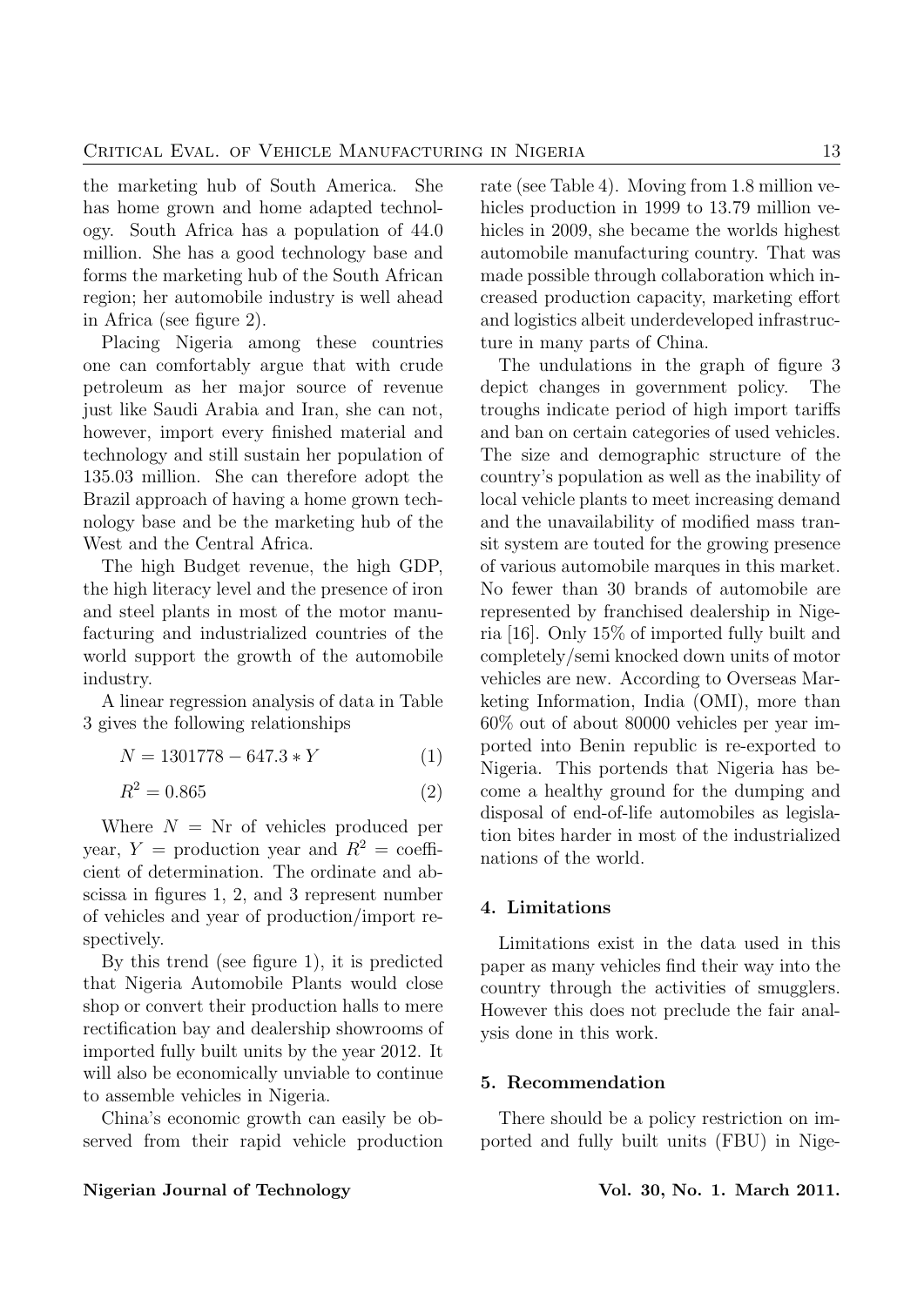the marketing hub of South America. She has home grown and home adapted technology. South Africa has a population of 44.0 million. She has a good technology base and forms the marketing hub of the South African region; her automobile industry is well ahead in Africa (see figure 2).

Placing Nigeria among these countries one can comfortably argue that with crude petroleum as her major source of revenue just like Saudi Arabia and Iran, she can not, however, import every finished material and technology and still sustain her population of 135.03 million. She can therefore adopt the Brazil approach of having a home grown technology base and be the marketing hub of the West and the Central Africa.

The high Budget revenue, the high GDP, the high literacy level and the presence of iron and steel plants in most of the motor manufacturing and industrialized countries of the world support the growth of the automobile industry.

A linear regression analysis of data in Table 3 gives the following relationships

$$N = 1301778 - 647.3 * Y \tag{1}$$

$$R^2 = 0.865 \tag{2}$$

Where $N$ = Nr of vehicles produced per year, $Y$ = production year and $R^2$ = coefficient of determination. The ordinate and abscissa in figures 1, 2, and 3 represent number of vehicles and year of production/import respectively.

By this trend (see figure 1), it is predicted that Nigeria Automobile Plants would close shop or convert their production halls to mere rectification bay and dealership showrooms of imported fully built units by the year 2012. It will also be economically unviable to continue to assemble vehicles in Nigeria.

China's economic growth can easily be observed from their rapid vehicle production rate (see Table 4). Moving from 1.8 million vehicles production in 1999 to 13.79 million vehicles in 2009, she became the worlds highest automobile manufacturing country. That was made possible through collaboration which increased production capacity, marketing effort and logistics albeit underdeveloped infrastructure in many parts of China.

The undulations in the graph of figure 3 depict changes in government policy. The troughs indicate period of high import tariffs and ban on certain categories of used vehicles. The size and demographic structure of the country's population as well as the inability of local vehicle plants to meet increasing demand and the unavailability of modified mass transit system are touted for the growing presence of various automobile marques in this market. No fewer than 30 brands of automobile are represented by franchised dealership in Nigeria [16]. Only 15% of imported fully built and completely/semi knocked down units of motor vehicles are new. According to Overseas Marketing Information, India (OMI), more than 60% out of about 80000 vehicles per year imported into Benin republic is re-exported to Nigeria. This portends that Nigeria has become a healthy ground for the dumping and disposal of end-of-life automobiles as legislation bites harder in most of the industrialized nations of the world.

## 4. Limitations

Limitations exist in the data used in this paper as many vehicles find their way into the country through the activities of smugglers. However this does not preclude the fair analysis done in this work.

## 5. Recommendation

There should be a policy restriction on imported and fully built units (FBU) in Nige-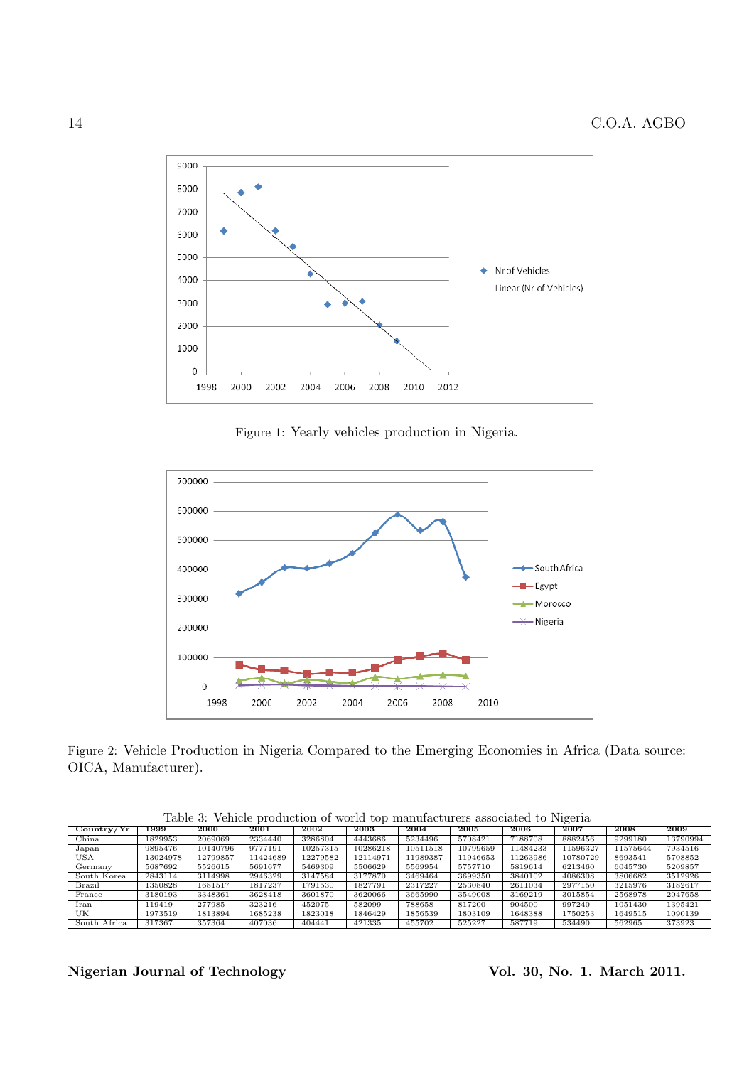Figure 1: Yearly vehicles production in Nigeria.

Figure 2: Vehicle Production in Nigeria Compared to the Emerging Economies in Africa (Data source: OICA, Manufacturer).

Table 3: Vehicle production of world top manufacturers associated to Nigeria

| Country/Yr | 1999 | 2000 | 2001 | 2002 | 2003 | 2004 | 2005 | 2006 | 2007 | 2008 | 2009 |
|---|---|---|---|---|---|---|---|---|---|---|---|
| China | 1829953 | 2069069 | 2334440 | 3286804 | 4443686 | 5234496 | 5708421 | 7188708 | 8882456 | 9299180 | 13790994 |
| Japan | 9895476 | 10140796 | 9777191 | 10257315 | 10286218 | 10511518 | 10799659 | 11484233 | 11596327 | 11575644 | 7934516 |
| USA | 13024978 | 12799857 | 11424689 | 12279582 | 12114971 | 11989387 | 11946653 | 11263986 | 10780729 | 8693541 | 5708852 |
| Germany | 5687692 | 5526615 | 5691677 | 5469309 | 5506629 | 5569954 | 5757710 | 5819614 | 6213460 | 6045730 | 5209857 |
| South Korea | 2843114 | 3114998 | 2946329 | 3147584 | 3177870 | 3469464 | 3699350 | 3840102 | 4086308 | 3806682 | 3512926 |
| Brazil | 1350828 | 1681517 | 1817237 | 1791530 | 1827791 | 2317227 | 2530840 | 2611034 | 2977150 | 3215976 | 3182617 |
| France | 3180193 | 3348361 | 3628418 | 3601870 | 3620066 | 3665990 | 3549008 | 3169219 | 3015854 | 2568978 | 2047658 |
| Iran | 119419 | 277985 | 323216 | 452075 | 582099 | 788658 | 817200 | 904500 | 997240 | 1051430 | 1395421 |
| UK | 1973519 | 1813894 | 1685238 | 1823018 | 1846429 | 1856539 | 1803109 | 1648388 | 1750253 | 1649515 | 1090139 |
| South Africa | 317367 | 357364 | 407036 | 404441 | 421335 | 455702 | 525227 | 587719 | 534490 | 562965 | 373923 |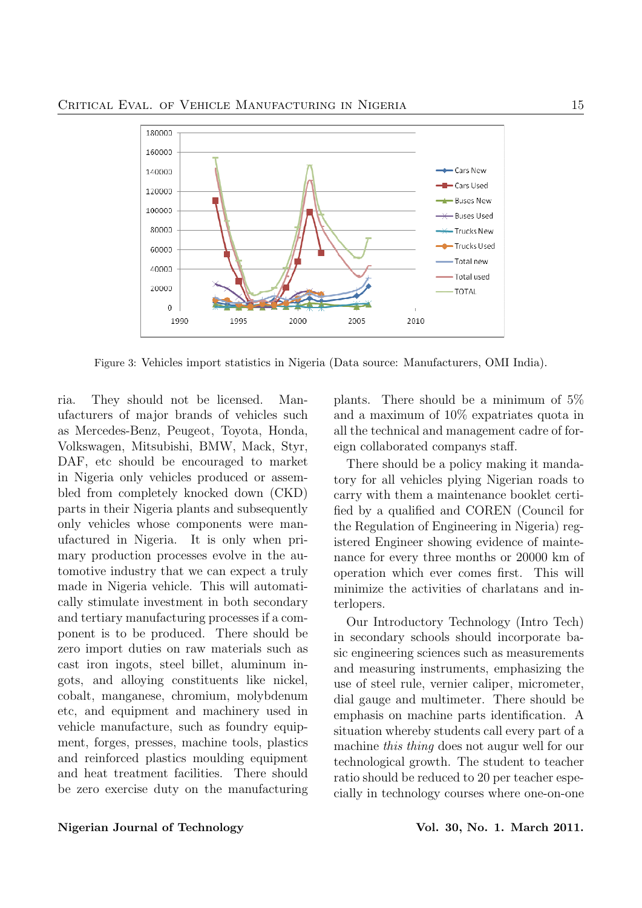Figure 3: Vehicles import statistics in Nigeria (Data source: Manufacturers, OMI India).

ria. They should not be licensed. Manufacturers of major brands of vehicles such as Mercedes-Benz, Peugeot, Toyota, Honda, Volkswagen, Mitsubishi, BMW, Mack, Styr, DAF, etc should be encouraged to market in Nigeria only vehicles produced or assembled from completely knocked down (CKD) parts in their Nigeria plants and subsequently only vehicles whose components were manufactured in Nigeria. It is only when primary production processes evolve in the automotive industry that we can expect a truly made in Nigeria vehicle. This will automatically stimulate investment in both secondary and tertiary manufacturing processes if a component is to be produced. There should be zero import duties on raw materials such as cast iron ingots, steel billet, aluminum ingots, and alloying constituents like nickel, cobalt, manganese, chromium, molybdenum etc, and equipment and machinery used in vehicle manufacture, such as foundry equipment, forges, presses, machine tools, plastics and reinforced plastics moulding equipment and heat treatment facilities. There should be zero exercise duty on the manufacturing plants. There should be a minimum of 5% and a maximum of 10% expatriates quota in all the technical and management cadre of foreign collaborated companys staff.

There should be a policy making it mandatory for all vehicles plying Nigerian roads to carry with them a maintenance booklet certified by a qualified and COREN (Council for the Regulation of Engineering in Nigeria) registered Engineer showing evidence of maintenance for every three months or 20000 km of operation which ever comes first. This will minimize the activities of charlatans and interlopers.

Our Introductory Technology (Intro Tech) in secondary schools should incorporate basic engineering sciences such as measurements and measuring instruments, emphasizing the use of steel rule, vernier caliper, micrometer, dial gauge and multimeter. There should be emphasis on machine parts identification. A situation whereby students call every part of a machine *this thing* does not augur well for our technological growth. The student to teacher ratio should be reduced to 20 per teacher especially in technology courses where one-on-one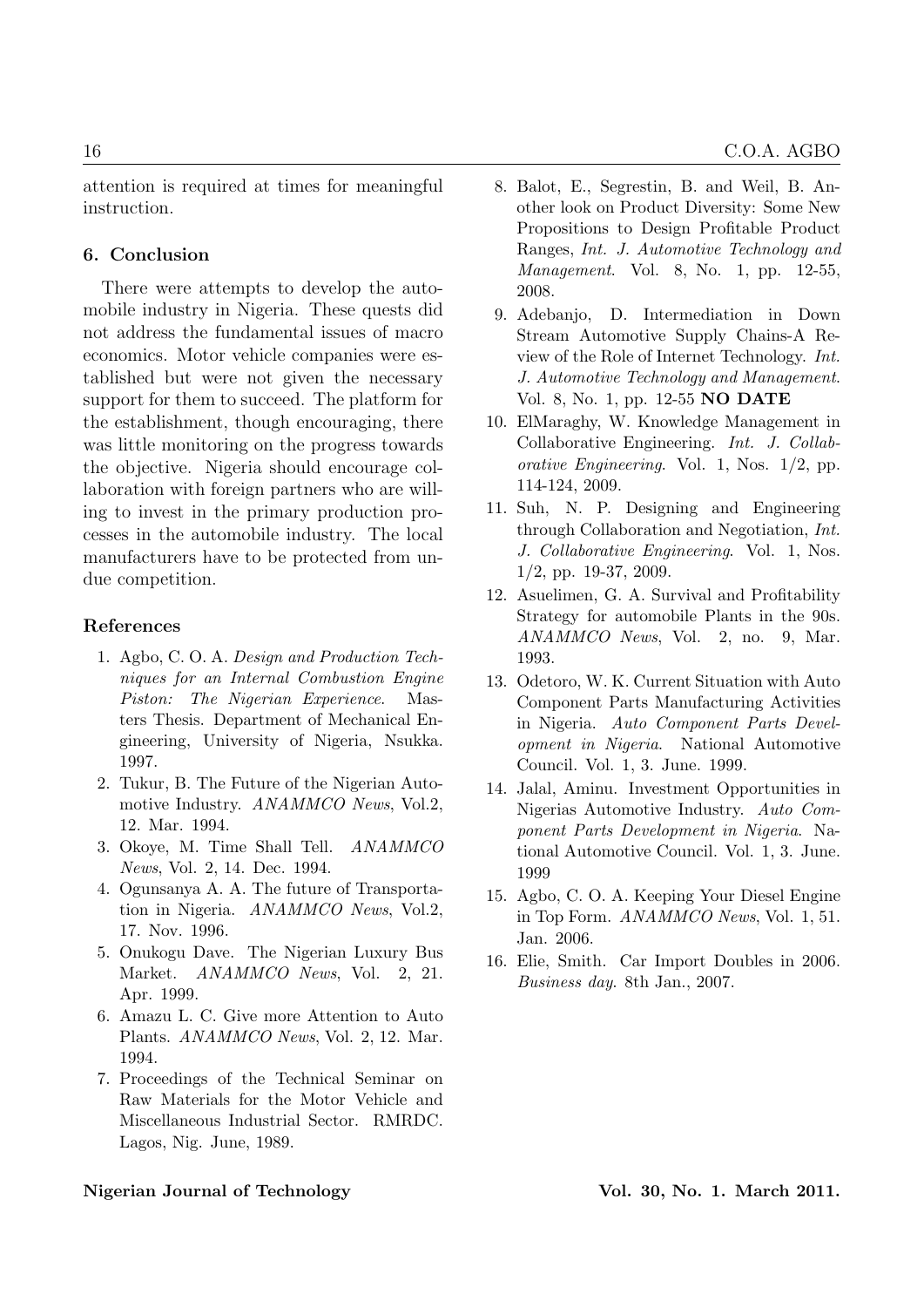attention is required at times for meaningful instruction.

## 6. Conclusion

There were attempts to develop the automobile industry in Nigeria. These quests did not address the fundamental issues of macro economics. Motor vehicle companies were established but were not given the necessary support for them to succeed. The platform for the establishment, though encouraging, there was little monitoring on the progress towards the objective. Nigeria should encourage collaboration with foreign partners who are willing to invest in the primary production processes in the automobile industry. The local manufacturers have to be protected from undue competition.

## References

1. Agbo, C. O. A. *Design and Production Techniques for an Internal Combustion Engine Piston: The Nigerian Experience*. Masters Thesis. Department of Mechanical Engineering, University of Nigeria, Nsukka. 1997.
2. Tukur, B. The Future of the Nigerian Automotive Industry. *ANAMMCO News*, Vol.2, 12. Mar. 1994.
3. Okoye, M. Time Shall Tell. *ANAMMCO News*, Vol. 2, 14. Dec. 1994.
4. Ogunsanya A. A. The future of Transportation in Nigeria. *ANAMMCO News*, Vol.2, 17. Nov. 1996.
5. Onukogu Dave. The Nigerian Luxury Bus Market. *ANAMMCO News*, Vol. 2, 21. Apr. 1999.
6. Amazu L. C. Give more Attention to Auto Plants. *ANAMMCO News*, Vol. 2, 12. Mar. 1994.
7. Proceedings of the Technical Seminar on Raw Materials for the Motor Vehicle and Miscellaneous Industrial Sector. RMRDC. Lagos, Nig. June, 1989.
8. Balot, E., Segrestin, B. and Weil, B. Another look on Product Diversity: Some New Propositions to Design Profitable Product Ranges, *Int. J. Automotive Technology and Management*. Vol. 8, No. 1, pp. 12-55, 2008.
9. Adebanjo, D. Intermediation in Down Stream Automotive Supply Chains-A Review of the Role of Internet Technology. *Int. J. Automotive Technology and Management*. Vol. 8, No. 1, pp. 12-55 **NO DATE**
10. ElMaraghy, W. Knowledge Management in Collaborative Engineering. *Int. J. Collaborative Engineering*. Vol. 1, Nos. 1/2, pp. 114-124, 2009.
11. Suh, N. P. Designing and Engineering through Collaboration and Negotiation, *Int. J. Collaborative Engineering*. Vol. 1, Nos. 1/2, pp. 19-37, 2009.
12. Asuelimen, G. A. Survival and Profitability Strategy for automobile Plants in the 90s. *ANAMMCO News*, Vol. 2, no. 9, Mar. 1993.
13. Odetoro, W. K. Current Situation with Auto Component Parts Manufacturing Activities in Nigeria. *Auto Component Parts Development in Nigeria*. National Automotive Council. Vol. 1, 3. June. 1999.
14. Jalal, Aminu. Investment Opportunities in Nigerias Automotive Industry. *Auto Component Parts Development in Nigeria*. National Automotive Council. Vol. 1, 3. June. 1999
15. Agbo, C. O. A. Keeping Your Diesel Engine in Top Form. *ANAMMCO News*, Vol. 1, 51. Jan. 2006.
16. Elie, Smith. Car Import Doubles in 2006. *Business day*. 8th Jan., 2007.